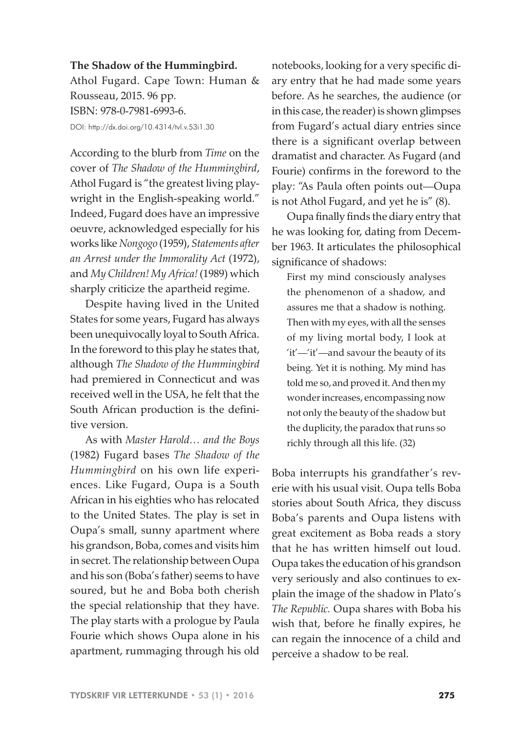**The Shadow of the Hummingbird.**
Athol Fugard. Cape Town: Human & Rousseau, 2015. 96 pp.
ISBN: 978-0-7981-6993-6.
DOI: http://dx.doi.org/10.4314/tvl.v.53i1.30

According to the blurb from *Time* on the cover of *The Shadow of the Hummingbird*, Athol Fugard is "the greatest living playwright in the English-speaking world." Indeed, Fugard does have an impressive oeuvre, acknowledged especially for his works like *Nongogo* (1959), *Statements after an Arrest under the Immorality Act* (1972), and *My Children! My Africa!* (1989) which sharply criticize the apartheid regime.

Despite having lived in the United States for some years, Fugard has always been unequivocally loyal to South Africa. In the foreword to this play he states that, although *The Shadow of the Hummingbird* had premiered in Connecticut and was received well in the USA, he felt that the South African production is the definitive version.

As with *Master Harold… and the Boys* (1982) Fugard bases *The Shadow of the Hummingbird* on his own life experiences. Like Fugard, Oupa is a South African in his eighties who has relocated to the United States. The play is set in Oupa's small, sunny apartment where his grandson, Boba, comes and visits him in secret. The relationship between Oupa and his son (Boba's father) seems to have soured, but he and Boba both cherish the special relationship that they have. The play starts with a prologue by Paula Fourie which shows Oupa alone in his apartment, rummaging through his old notebooks, looking for a very specific diary entry that he had made some years before. As he searches, the audience (or in this case, the reader) is shown glimpses from Fugard's actual diary entries since there is a significant overlap between dramatist and character. As Fugard (and Fourie) confirms in the foreword to the play: "As Paula often points out—Oupa is not Athol Fugard, and yet he is" (8).

Oupa finally finds the diary entry that he was looking for, dating from December 1963. It articulates the philosophical significance of shadows:

> First my mind consciously analyses the phenomenon of a shadow, and assures me that a shadow is nothing. Then with my eyes, with all the senses of my living mortal body, I look at 'it'—'it'—and savour the beauty of its being. Yet it is nothing. My mind has told me so, and proved it. And then my wonder increases, encompassing now not only the beauty of the shadow but the duplicity, the paradox that runs so richly through all this life. (32)

Boba interrupts his grandfather's reverie with his usual visit. Oupa tells Boba stories about South Africa, they discuss Boba's parents and Oupa listens with great excitement as Boba reads a story that he has written himself out loud. Oupa takes the education of his grandson very seriously and also continues to explain the image of the shadow in Plato's *The Republic.* Oupa shares with Boba his wish that, before he finally expires, he can regain the innocence of a child and perceive a shadow to be real.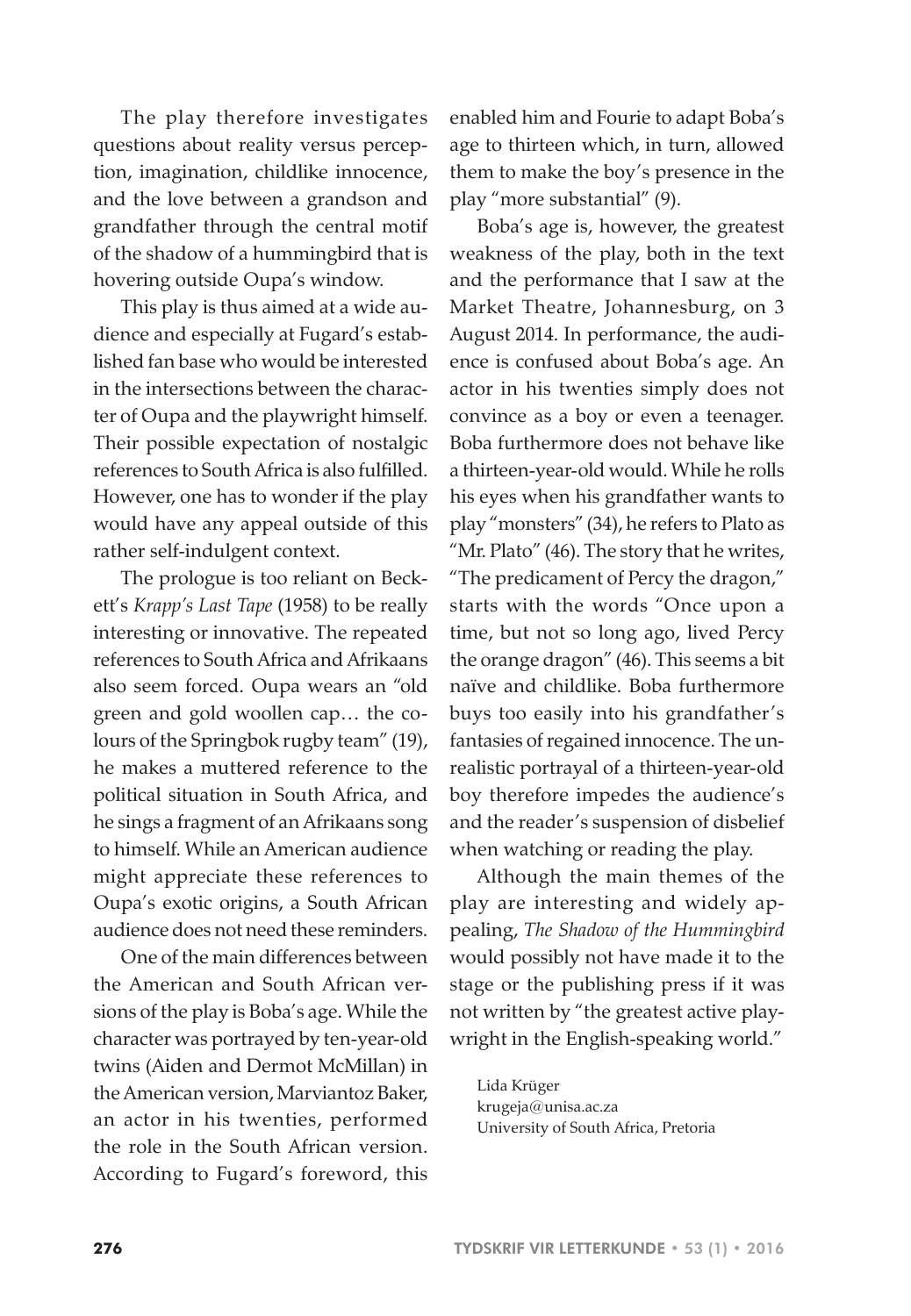The play therefore investigates questions about reality versus perception, imagination, childlike innocence, and the love between a grandson and grandfather through the central motif of the shadow of a hummingbird that is hovering outside Oupa's window.

This play is thus aimed at a wide audience and especially at Fugard's established fan base who would be interested in the intersections between the character of Oupa and the playwright himself. Their possible expectation of nostalgic references to South Africa is also fulfilled. However, one has to wonder if the play would have any appeal outside of this rather self-indulgent context.

The prologue is too reliant on Beckett's *Krapp's Last Tape* (1958) to be really interesting or innovative. The repeated references to South Africa and Afrikaans also seem forced. Oupa wears an "old green and gold woollen cap… the colours of the Springbok rugby team" (19), he makes a muttered reference to the political situation in South Africa, and he sings a fragment of an Afrikaans song to himself. While an American audience might appreciate these references to Oupa's exotic origins, a South African audience does not need these reminders.

One of the main differences between the American and South African versions of the play is Boba's age. While the character was portrayed by ten-year-old twins (Aiden and Dermot McMillan) in the American version, Marviantoz Baker, an actor in his twenties, performed the role in the South African version. According to Fugard's foreword, this enabled him and Fourie to adapt Boba's age to thirteen which, in turn, allowed them to make the boy's presence in the play "more substantial" (9).

Boba's age is, however, the greatest weakness of the play, both in the text and the performance that I saw at the Market Theatre, Johannesburg, on 3 August 2014. In performance, the audience is confused about Boba's age. An actor in his twenties simply does not convince as a boy or even a teenager. Boba furthermore does not behave like a thirteen-year-old would. While he rolls his eyes when his grandfather wants to play "monsters" (34), he refers to Plato as "Mr. Plato" (46). The story that he writes, "The predicament of Percy the dragon," starts with the words "Once upon a time, but not so long ago, lived Percy the orange dragon" (46). This seems a bit naïve and childlike. Boba furthermore buys too easily into his grandfather's fantasies of regained innocence. The unrealistic portrayal of a thirteen-year-old boy therefore impedes the audience's and the reader's suspension of disbelief when watching or reading the play.

Although the main themes of the play are interesting and widely appealing, *The Shadow of the Hummingbird* would possibly not have made it to the stage or the publishing press if it was not written by "the greatest active playwright in the English-speaking world."

Lida Krüger
krugeja@unisa.ac.za
University of South Africa, Pretoria